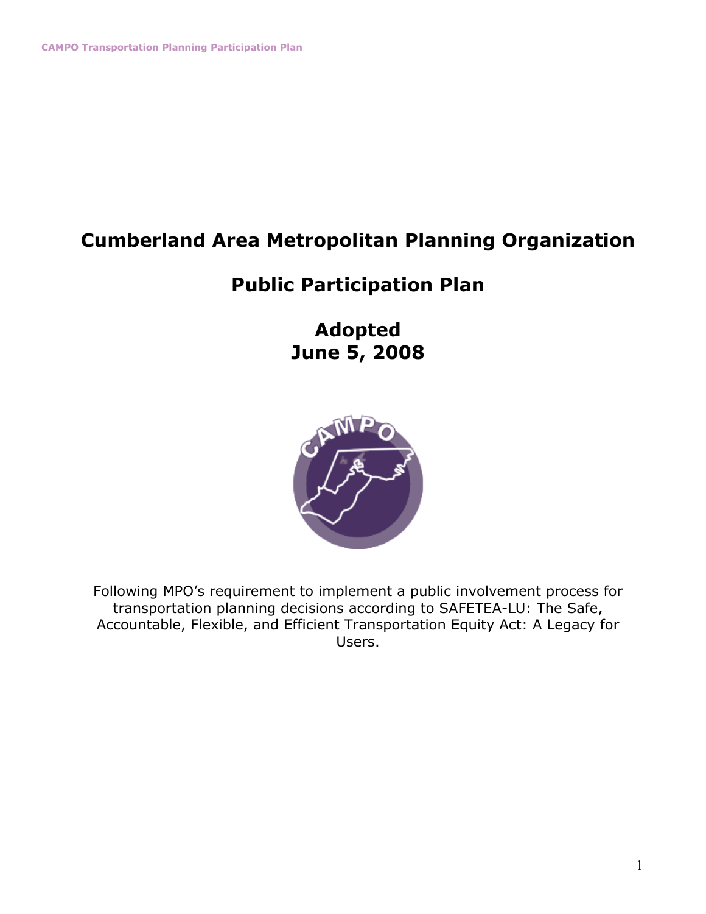# Cumberland Area Metropolitan Planning Organization

## Public Participation Plan

## Adopted
## June 5, 2008

Following MPO's requirement to implement a public involvement process for transportation planning decisions according to SAFETEA-LU: The Safe, Accountable, Flexible, and Efficient Transportation Equity Act: A Legacy for Users.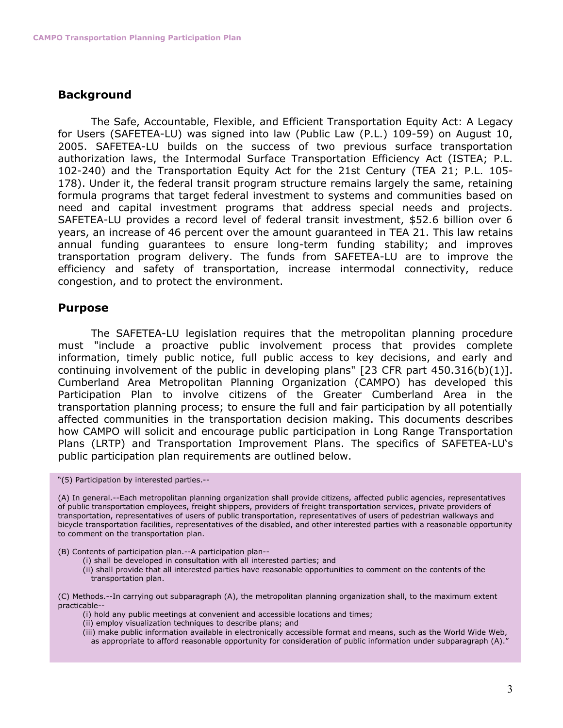## Background

The Safe, Accountable, Flexible, and Efficient Transportation Equity Act: A Legacy for Users (SAFETEA-LU) was signed into law (Public Law (P.L.) 109-59) on August 10, 2005. SAFETEA-LU builds on the success of two previous surface transportation authorization laws, the Intermodal Surface Transportation Efficiency Act (ISTEA; P.L. 102-240) and the Transportation Equity Act for the 21st Century (TEA 21; P.L. 105-178). Under it, the federal transit program structure remains largely the same, retaining formula programs that target federal investment to systems and communities based on need and capital investment programs that address special needs and projects. SAFETEA-LU provides a record level of federal transit investment, $52.6 billion over 6 years, an increase of 46 percent over the amount guaranteed in TEA 21. This law retains annual funding guarantees to ensure long-term funding stability; and improves transportation program delivery. The funds from SAFETEA-LU are to improve the efficiency and safety of transportation, increase intermodal connectivity, reduce congestion, and to protect the environment.

## Purpose

The SAFETEA-LU legislation requires that the metropolitan planning procedure must "include a proactive public involvement process that provides complete information, timely public notice, full public access to key decisions, and early and continuing involvement of the public in developing plans" [23 CFR part 450.316(b)(1)]. Cumberland Area Metropolitan Planning Organization (CAMPO) has developed this Participation Plan to involve citizens of the Greater Cumberland Area in the transportation planning process; to ensure the full and fair participation by all potentially affected communities in the transportation decision making. This documents describes how CAMPO will solicit and encourage public participation in Long Range Transportation Plans (LRTP) and Transportation Improvement Plans. The specifics of SAFETEA-LU's public participation plan requirements are outlined below.

> "(5) Participation by interested parties.--
>
> (A) In general.--Each metropolitan planning organization shall provide citizens, affected public agencies, representatives of public transportation employees, freight shippers, providers of freight transportation services, private providers of transportation, representatives of users of public transportation, representatives of users of pedestrian walkways and bicycle transportation facilities, representatives of the disabled, and other interested parties with a reasonable opportunity to comment on the transportation plan.
>
> (B) Contents of participation plan.--A participation plan--
> (i) shall be developed in consultation with all interested parties; and
> (ii) shall provide that all interested parties have reasonable opportunities to comment on the contents of the transportation plan.
>
> (C) Methods.--In carrying out subparagraph (A), the metropolitan planning organization shall, to the maximum extent practicable--
> (i) hold any public meetings at convenient and accessible locations and times;
> (ii) employ visualization techniques to describe plans; and
> (iii) make public information available in electronically accessible format and means, such as the World Wide Web, as appropriate to afford reasonable opportunity for consideration of public information under subparagraph (A)."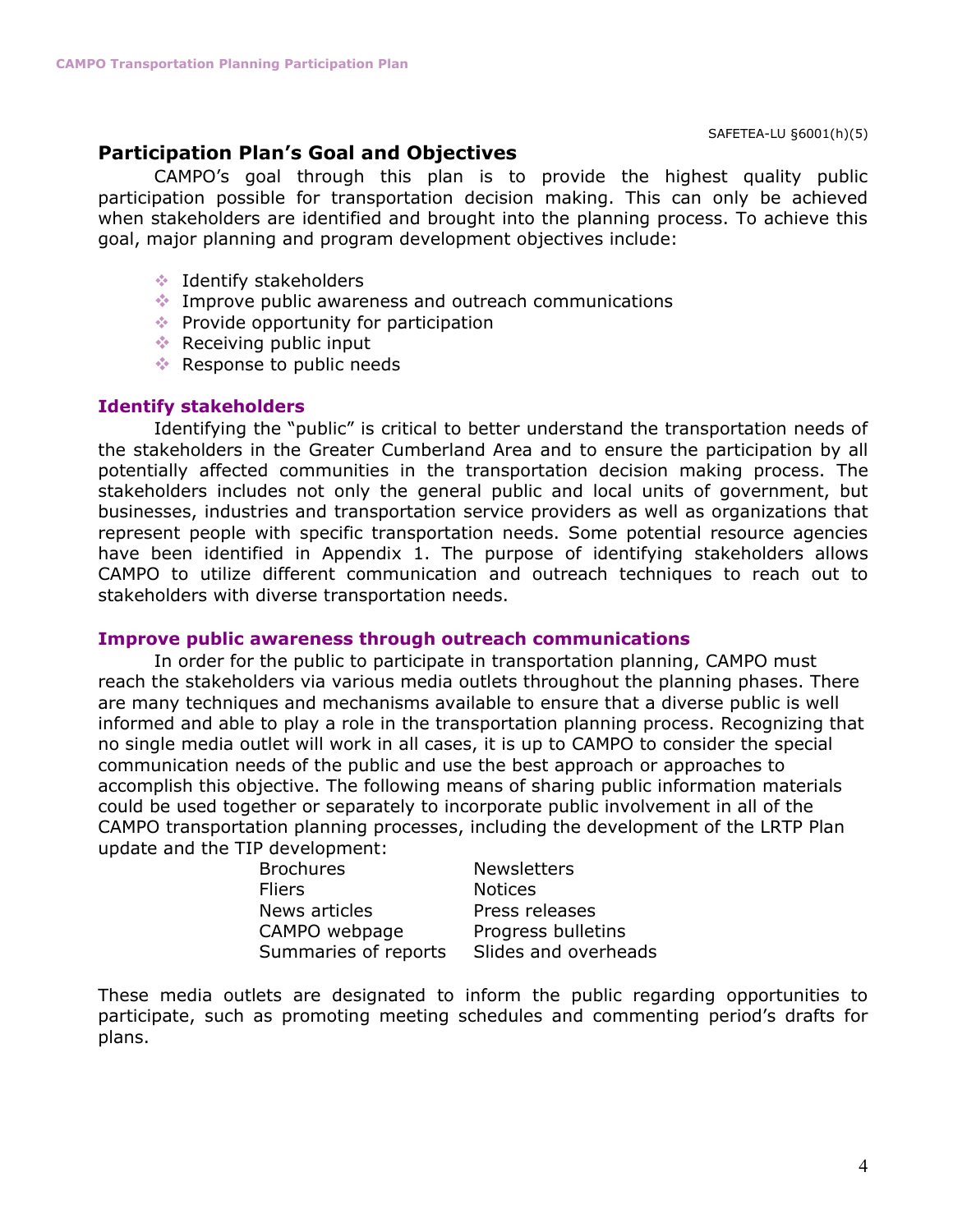SAFETEA-LU §6001(h)(5)

## Participation Plan's Goal and Objectives

CAMPO's goal through this plan is to provide the highest quality public participation possible for transportation decision making. This can only be achieved when stakeholders are identified and brought into the planning process. To achieve this goal, major planning and program development objectives include:

- Identify stakeholders
- Improve public awareness and outreach communications
- Provide opportunity for participation
- Receiving public input
- Response to public needs

### Identify stakeholders

Identifying the "public" is critical to better understand the transportation needs of the stakeholders in the Greater Cumberland Area and to ensure the participation by all potentially affected communities in the transportation decision making process. The stakeholders includes not only the general public and local units of government, but businesses, industries and transportation service providers as well as organizations that represent people with specific transportation needs. Some potential resource agencies have been identified in Appendix 1. The purpose of identifying stakeholders allows CAMPO to utilize different communication and outreach techniques to reach out to stakeholders with diverse transportation needs.

### Improve public awareness through outreach communications

In order for the public to participate in transportation planning, CAMPO must reach the stakeholders via various media outlets throughout the planning phases. There are many techniques and mechanisms available to ensure that a diverse public is well informed and able to play a role in the transportation planning process. Recognizing that no single media outlet will work in all cases, it is up to CAMPO to consider the special communication needs of the public and use the best approach or approaches to accomplish this objective. The following means of sharing public information materials could be used together or separately to incorporate public involvement in all of the CAMPO transportation planning processes, including the development of the LRTP Plan update and the TIP development:

| | |
|---|---|
| Brochures | Newsletters |
| Fliers | Notices |
| News articles | Press releases |
| CAMPO webpage | Progress bulletins |
| Summaries of reports | Slides and overheads |

These media outlets are designated to inform the public regarding opportunities to participate, such as promoting meeting schedules and commenting period's drafts for plans.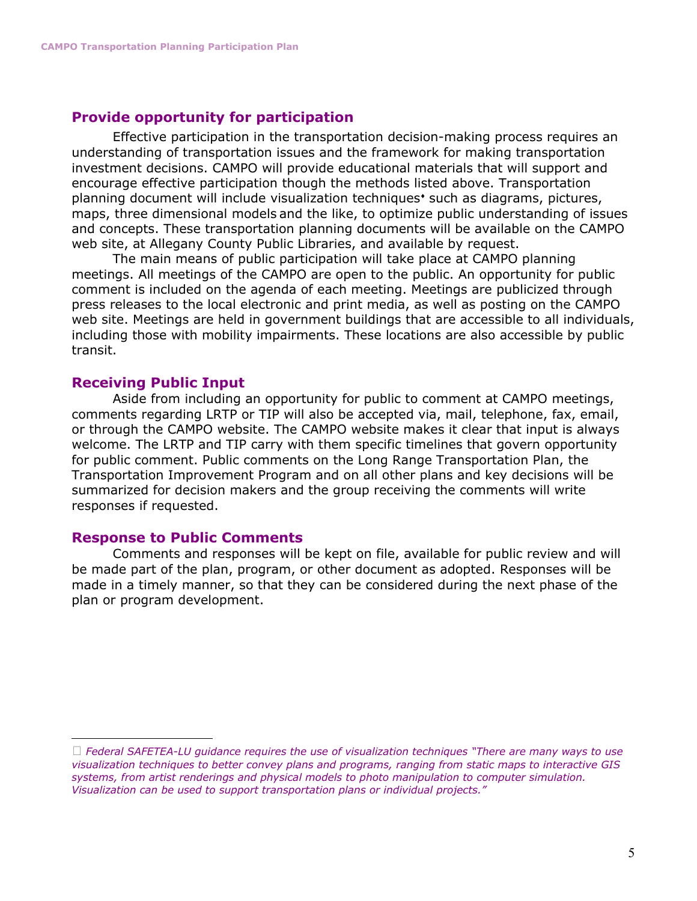## Provide opportunity for participation

Effective participation in the transportation decision-making process requires an understanding of transportation issues and the framework for making transportation investment decisions. CAMPO will provide educational materials that will support and encourage effective participation though the methods listed above. Transportation planning document will include visualization techniques[*] such as diagrams, pictures, maps, three dimensional models and the like, to optimize public understanding of issues and concepts. These transportation planning documents will be available on the CAMPO web site, at Allegany County Public Libraries, and available by request.

The main means of public participation will take place at CAMPO planning meetings. All meetings of the CAMPO are open to the public. An opportunity for public comment is included on the agenda of each meeting. Meetings are publicized through press releases to the local electronic and print media, as well as posting on the CAMPO web site. Meetings are held in government buildings that are accessible to all individuals, including those with mobility impairments. These locations are also accessible by public transit.

## Receiving Public Input

Aside from including an opportunity for public to comment at CAMPO meetings, comments regarding LRTP or TIP will also be accepted via, mail, telephone, fax, email, or through the CAMPO website. The CAMPO website makes it clear that input is always welcome. The LRTP and TIP carry with them specific timelines that govern opportunity for public comment. Public comments on the Long Range Transportation Plan, the Transportation Improvement Program and on all other plans and key decisions will be summarized for decision makers and the group receiving the comments will write responses if requested.

## Response to Public Comments

Comments and responses will be kept on file, available for public review and will be made part of the plan, program, or other document as adopted. Responses will be made in a timely manner, so that they can be considered during the next phase of the plan or program development.

---

[*] *Federal SAFETEA-LU guidance requires the use of visualization techniques "There are many ways to use visualization techniques to better convey plans and programs, ranging from static maps to interactive GIS systems, from artist renderings and physical models to photo manipulation to computer simulation. Visualization can be used to support transportation plans or individual projects."*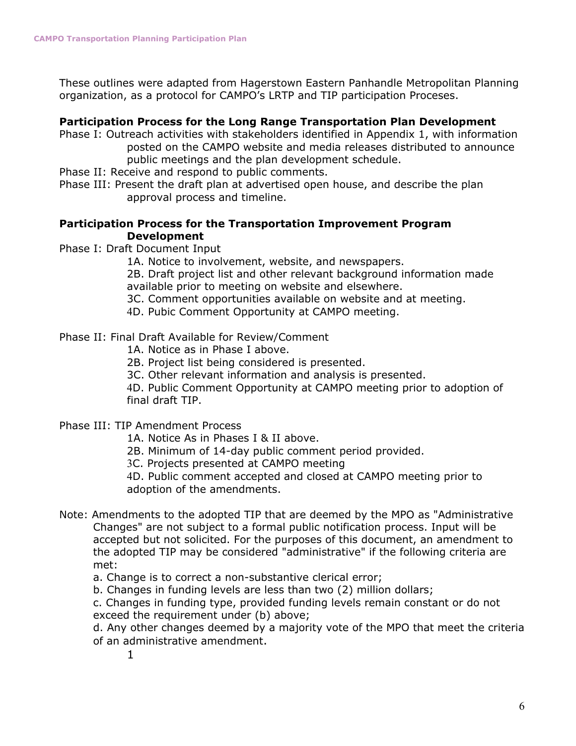These outlines were adapted from Hagerstown Eastern Panhandle Metropolitan Planning organization, as a protocol for CAMPO's LRTP and TIP participation Proceses.

**Participation Process for the Long Range Transportation Plan Development**

Phase I: Outreach activities with stakeholders identified in Appendix 1, with information posted on the CAMPO website and media releases distributed to announce public meetings and the plan development schedule.

Phase II: Receive and respond to public comments.

Phase III: Present the draft plan at advertised open house, and describe the plan approval process and timeline.

**Participation Process for the Transportation Improvement Program Development**

Phase I: Draft Document Input

1A. Notice to involvement, website, and newspapers.
2B. Draft project list and other relevant background information made available prior to meeting on website and elsewhere.
3C. Comment opportunities available on website and at meeting.
4D. Pubic Comment Opportunity at CAMPO meeting.

Phase II: Final Draft Available for Review/Comment

1A. Notice as in Phase I above.
2B. Project list being considered is presented.
3C. Other relevant information and analysis is presented.
4D. Public Comment Opportunity at CAMPO meeting prior to adoption of final draft TIP.

Phase III: TIP Amendment Process

1A. Notice As in Phases I & II above.
2B. Minimum of 14-day public comment period provided.
3C. Projects presented at CAMPO meeting
4D. Public comment accepted and closed at CAMPO meeting prior to adoption of the amendments.

Note: Amendments to the adopted TIP that are deemed by the MPO as "Administrative Changes" are not subject to a formal public notification process. Input will be accepted but not solicited. For the purposes of this document, an amendment to the adopted TIP may be considered "administrative" if the following criteria are met:

a. Change is to correct a non-substantive clerical error;
b. Changes in funding levels are less than two (2) million dollars;
c. Changes in funding type, provided funding levels remain constant or do not exceed the requirement under (b) above;
d. Any other changes deemed by a majority vote of the MPO that meet the criteria of an administrative amendment.

1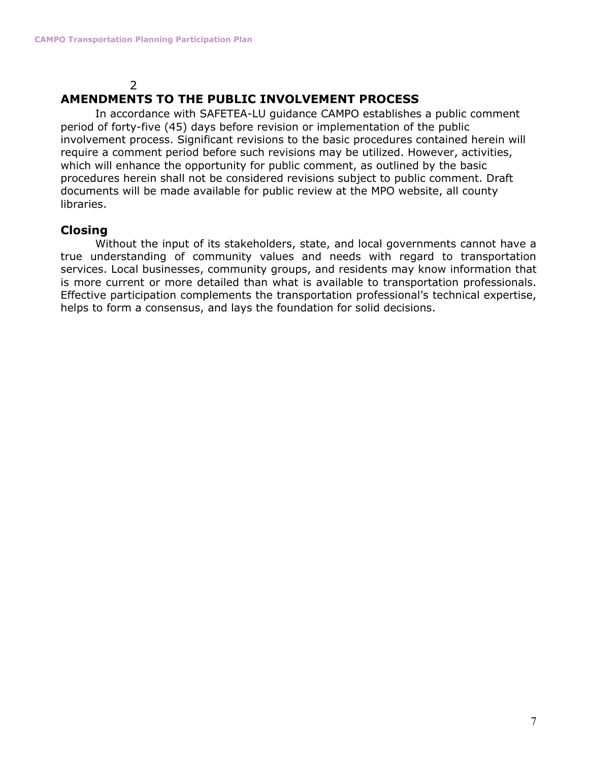2

## AMENDMENTS TO THE PUBLIC INVOLVEMENT PROCESS

In accordance with SAFETEA-LU guidance CAMPO establishes a public comment period of forty-five (45) days before revision or implementation of the public involvement process. Significant revisions to the basic procedures contained herein will require a comment period before such revisions may be utilized. However, activities, which will enhance the opportunity for public comment, as outlined by the basic procedures herein shall not be considered revisions subject to public comment. Draft documents will be made available for public review at the MPO website, all county libraries.

## Closing

Without the input of its stakeholders, state, and local governments cannot have a true understanding of community values and needs with regard to transportation services. Local businesses, community groups, and residents may know information that is more current or more detailed than what is available to transportation professionals. Effective participation complements the transportation professional's technical expertise, helps to form a consensus, and lays the foundation for solid decisions.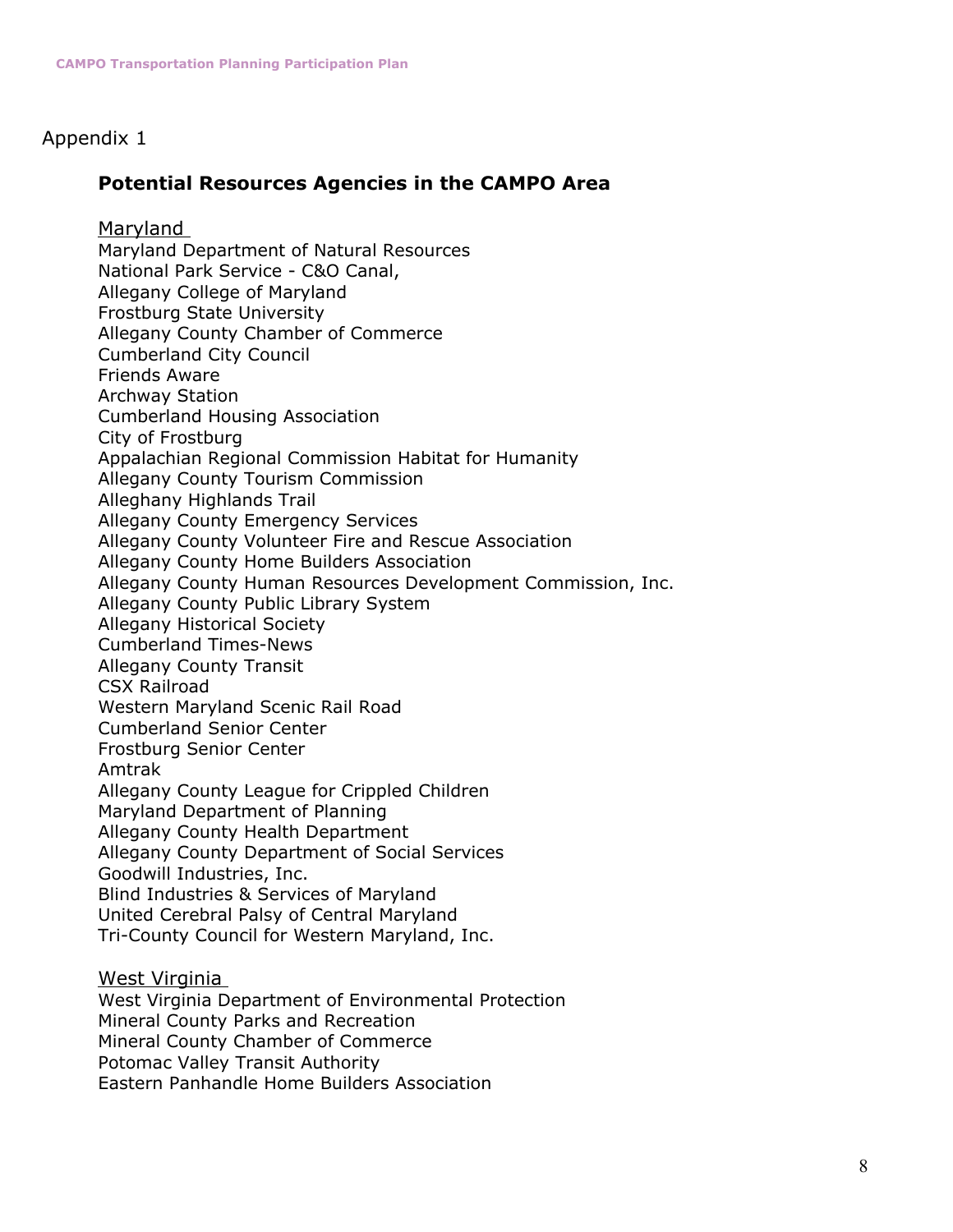Appendix 1

## Potential Resources Agencies in the CAMPO Area

### Maryland

Maryland Department of Natural Resources
National Park Service - C&O Canal,
Allegany College of Maryland
Frostburg State University
Allegany County Chamber of Commerce
Cumberland City Council
Friends Aware
Archway Station
Cumberland Housing Association
City of Frostburg
Appalachian Regional Commission Habitat for Humanity
Allegany County Tourism Commission
Alleghany Highlands Trail
Allegany County Emergency Services
Allegany County Volunteer Fire and Rescue Association
Allegany County Home Builders Association
Allegany County Human Resources Development Commission, Inc.
Allegany County Public Library System
Allegany Historical Society
Cumberland Times-News
Allegany County Transit
CSX Railroad
Western Maryland Scenic Rail Road
Cumberland Senior Center
Frostburg Senior Center
Amtrak
Allegany County League for Crippled Children
Maryland Department of Planning
Allegany County Health Department
Allegany County Department of Social Services
Goodwill Industries, Inc.
Blind Industries & Services of Maryland
United Cerebral Palsy of Central Maryland
Tri-County Council for Western Maryland, Inc.

### West Virginia

West Virginia Department of Environmental Protection
Mineral County Parks and Recreation
Mineral County Chamber of Commerce
Potomac Valley Transit Authority
Eastern Panhandle Home Builders Association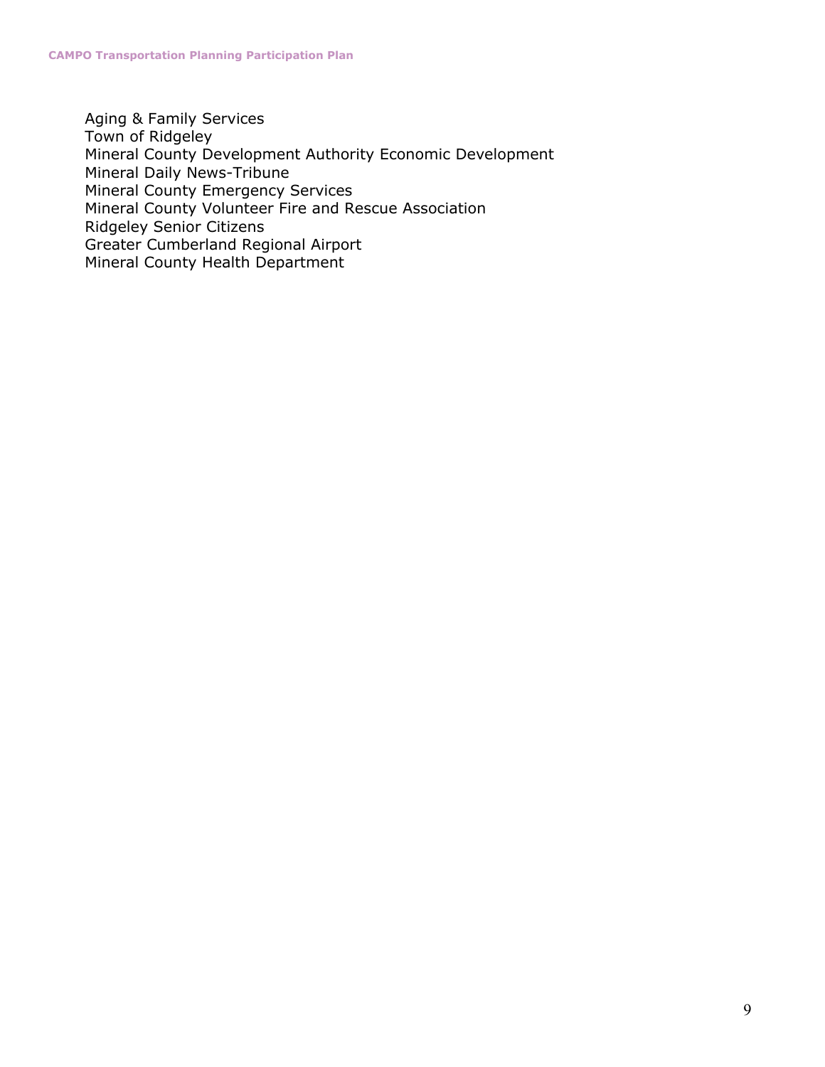Aging & Family Services
Town of Ridgeley
Mineral County Development Authority Economic Development
Mineral Daily News-Tribune
Mineral County Emergency Services
Mineral County Volunteer Fire and Rescue Association
Ridgeley Senior Citizens
Greater Cumberland Regional Airport
Mineral County Health Department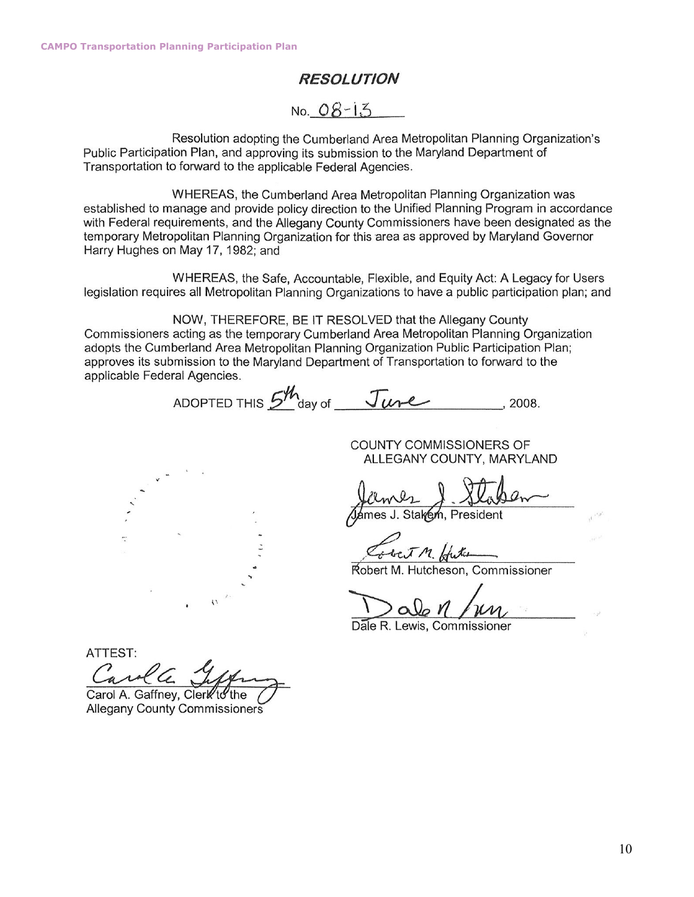# RESOLUTION

No. 08-13

Resolution adopting the Cumberland Area Metropolitan Planning Organization's Public Participation Plan, and approving its submission to the Maryland Department of Transportation to forward to the applicable Federal Agencies.

WHEREAS, the Cumberland Area Metropolitan Planning Organization was established to manage and provide policy direction to the Unified Planning Program in accordance with Federal requirements, and the Allegany County Commissioners have been designated as the temporary Metropolitan Planning Organization for this area as approved by Maryland Governor Harry Hughes on May 17, 1982; and

WHEREAS, the Safe, Accountable, Flexible, and Equity Act: A Legacy for Users legislation requires all Metropolitan Planning Organizations to have a public participation plan; and

NOW, THEREFORE, BE IT RESOLVED that the Allegany County Commissioners acting as the temporary Cumberland Area Metropolitan Planning Organization adopts the Cumberland Area Metropolitan Planning Organization Public Participation Plan; approves its submission to the Maryland Department of Transportation to forward to the applicable Federal Agencies.

ADOPTED THIS 5th day of June, 2008.

COUNTY COMMISSIONERS OF
ALLEGANY COUNTY, MARYLAND

James J. Stakem, President

Robert M. Hutcheson, Commissioner

Dale R. Lewis, Commissioner

ATTEST:

Carol A. Gaffney, Clerk to the
Allegany County Commissioners